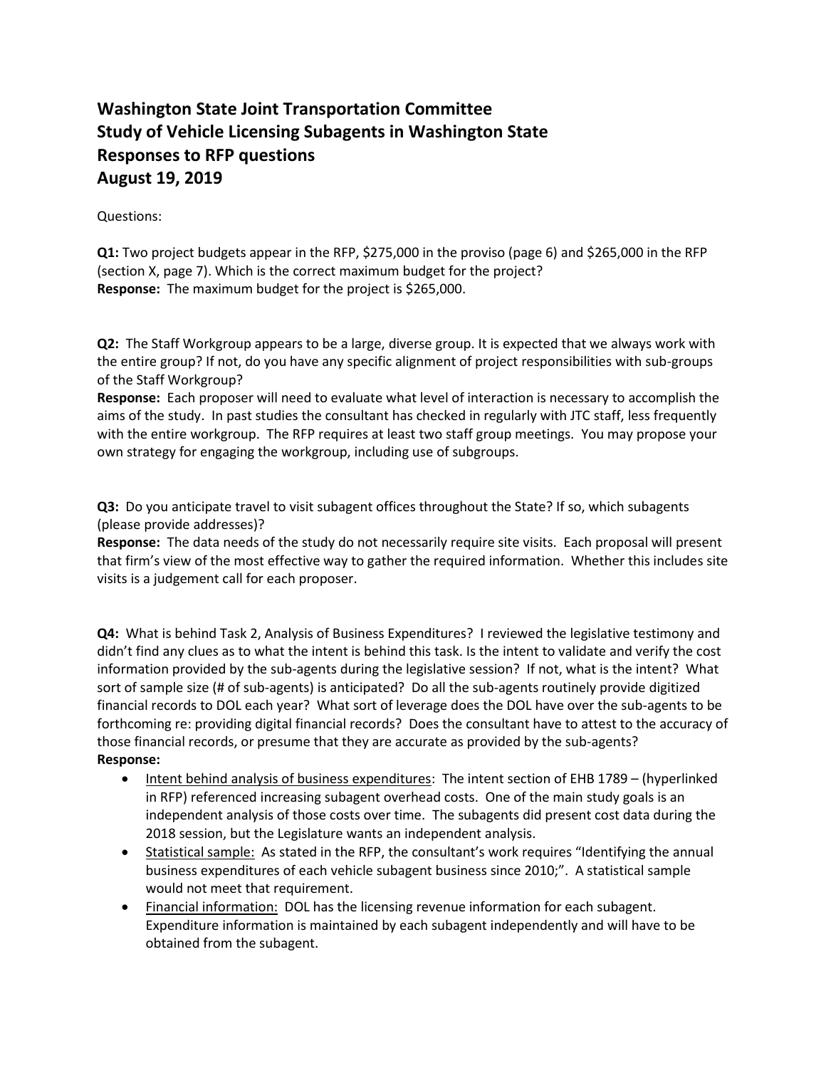# Washington State Joint Transportation Committee
# Study of Vehicle Licensing Subagents in Washington State
# Responses to RFP questions
# August 19, 2019

Questions:

**Q1:** Two project budgets appear in the RFP, $275,000 in the proviso (page 6) and $265,000 in the RFP (section X, page 7). Which is the correct maximum budget for the project?
**Response:** The maximum budget for the project is $265,000.

**Q2:** The Staff Workgroup appears to be a large, diverse group. It is expected that we always work with the entire group? If not, do you have any specific alignment of project responsibilities with sub-groups of the Staff Workgroup?
**Response:** Each proposer will need to evaluate what level of interaction is necessary to accomplish the aims of the study. In past studies the consultant has checked in regularly with JTC staff, less frequently with the entire workgroup. The RFP requires at least two staff group meetings. You may propose your own strategy for engaging the workgroup, including use of subgroups.

**Q3:** Do you anticipate travel to visit subagent offices throughout the State? If so, which subagents (please provide addresses)?
**Response:** The data needs of the study do not necessarily require site visits. Each proposal will present that firm's view of the most effective way to gather the required information. Whether this includes site visits is a judgement call for each proposer.

**Q4:** What is behind Task 2, Analysis of Business Expenditures? I reviewed the legislative testimony and didn't find any clues as to what the intent is behind this task. Is the intent to validate and verify the cost information provided by the sub-agents during the legislative session? If not, what is the intent? What sort of sample size (# of sub-agents) is anticipated? Do all the sub-agents routinely provide digitized financial records to DOL each year? What sort of leverage does the DOL have over the sub-agents to be forthcoming re: providing digital financial records? Does the consultant have to attest to the accuracy of those financial records, or presume that they are accurate as provided by the sub-agents?
**Response:**

- Intent behind analysis of business expenditures: The intent section of EHB 1789 – (hyperlinked in RFP) referenced increasing subagent overhead costs. One of the main study goals is an independent analysis of those costs over time. The subagents did present cost data during the 2018 session, but the Legislature wants an independent analysis.
- Statistical sample: As stated in the RFP, the consultant's work requires "Identifying the annual business expenditures of each vehicle subagent business since 2010;". A statistical sample would not meet that requirement.
- Financial information: DOL has the licensing revenue information for each subagent. Expenditure information is maintained by each subagent independently and will have to be obtained from the subagent.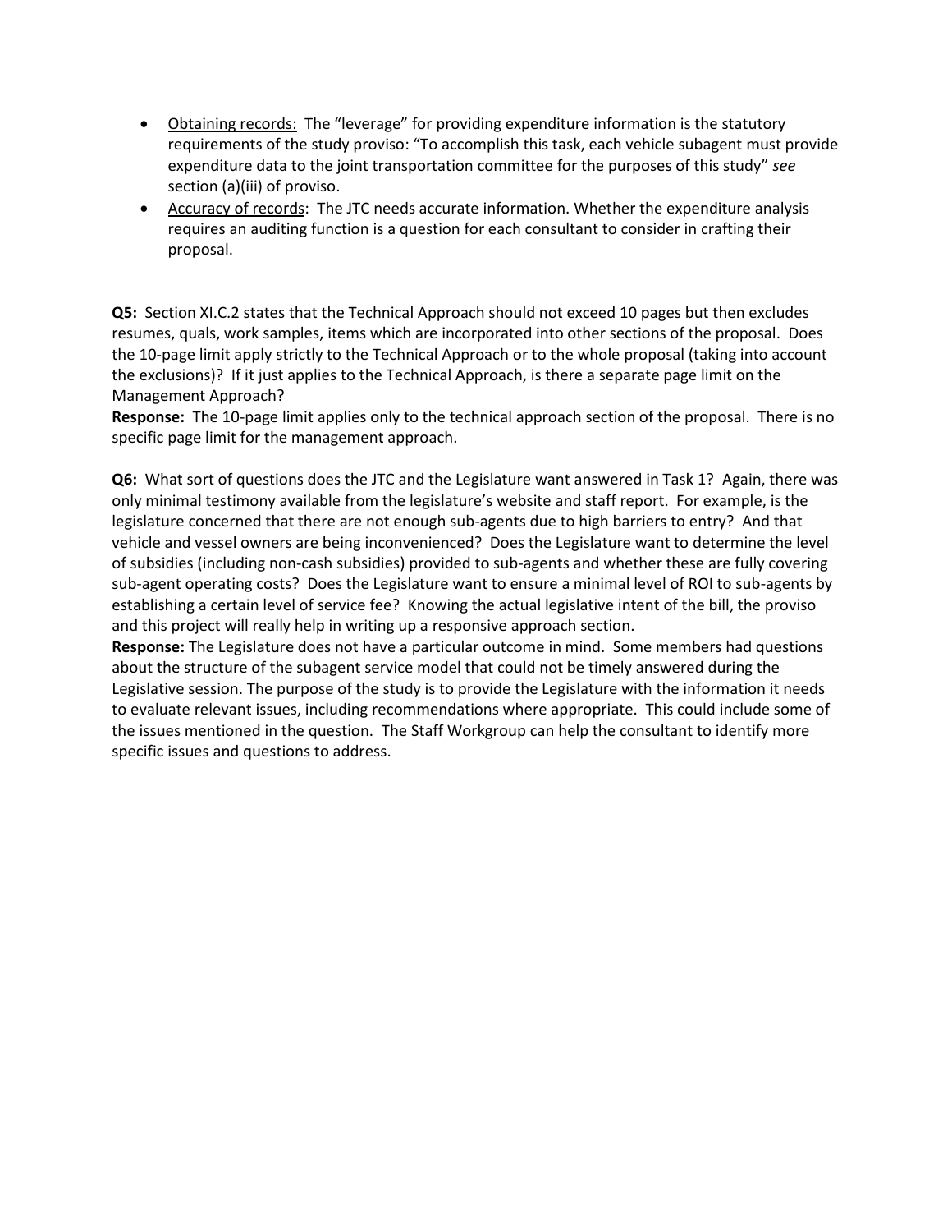- Obtaining records: The "leverage" for providing expenditure information is the statutory requirements of the study proviso: "To accomplish this task, each vehicle subagent must provide expenditure data to the joint transportation committee for the purposes of this study" *see* section (a)(iii) of proviso.
- Accuracy of records: The JTC needs accurate information. Whether the expenditure analysis requires an auditing function is a question for each consultant to consider in crafting their proposal.

**Q5:** Section XI.C.2 states that the Technical Approach should not exceed 10 pages but then excludes resumes, quals, work samples, items which are incorporated into other sections of the proposal. Does the 10-page limit apply strictly to the Technical Approach or to the whole proposal (taking into account the exclusions)? If it just applies to the Technical Approach, is there a separate page limit on the Management Approach?

**Response:** The 10-page limit applies only to the technical approach section of the proposal. There is no specific page limit for the management approach.

**Q6:** What sort of questions does the JTC and the Legislature want answered in Task 1? Again, there was only minimal testimony available from the legislature's website and staff report. For example, is the legislature concerned that there are not enough sub-agents due to high barriers to entry? And that vehicle and vessel owners are being inconvenienced? Does the Legislature want to determine the level of subsidies (including non-cash subsidies) provided to sub-agents and whether these are fully covering sub-agent operating costs? Does the Legislature want to ensure a minimal level of ROI to sub-agents by establishing a certain level of service fee? Knowing the actual legislative intent of the bill, the proviso and this project will really help in writing up a responsive approach section.

**Response:** The Legislature does not have a particular outcome in mind. Some members had questions about the structure of the subagent service model that could not be timely answered during the Legislative session. The purpose of the study is to provide the Legislature with the information it needs to evaluate relevant issues, including recommendations where appropriate. This could include some of the issues mentioned in the question. The Staff Workgroup can help the consultant to identify more specific issues and questions to address.